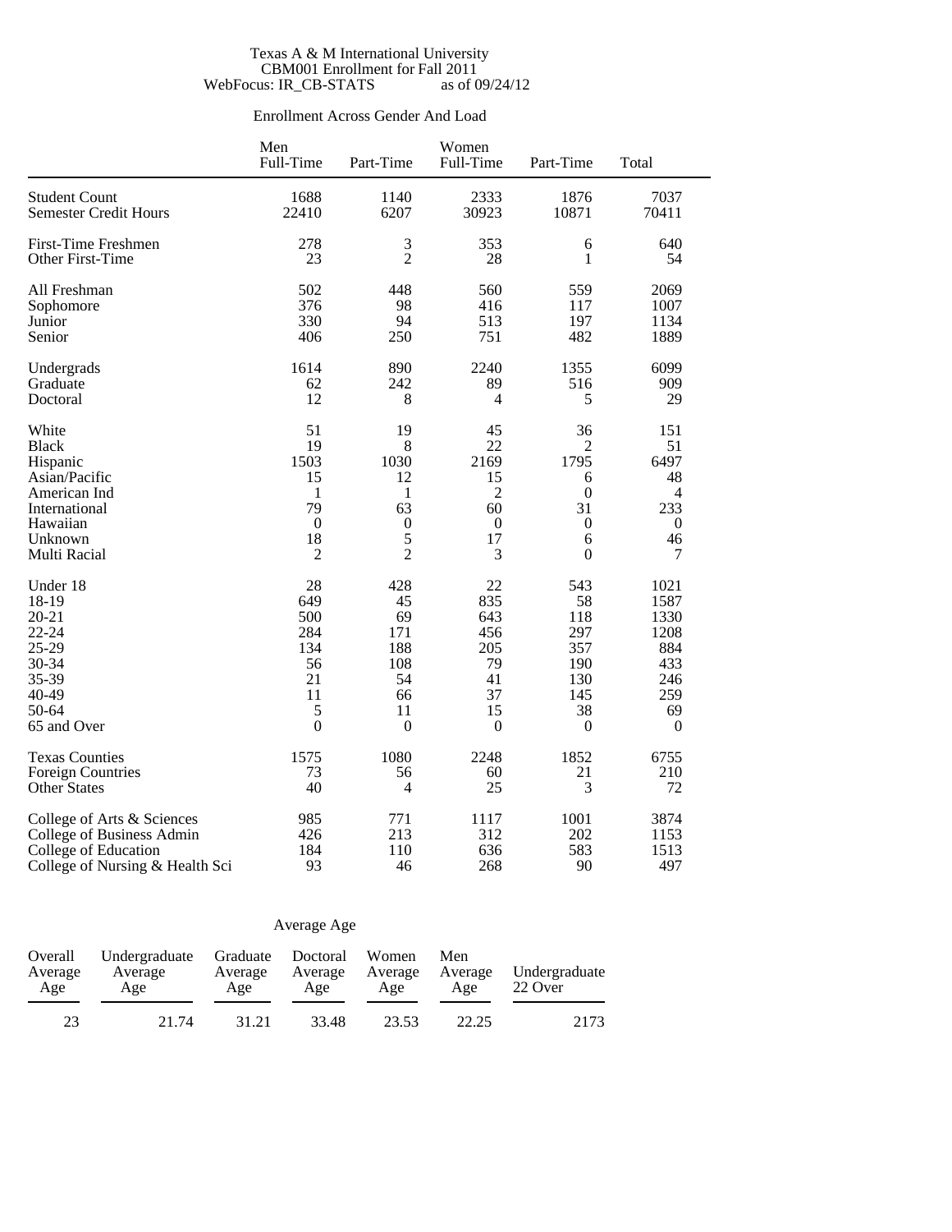Texas A & M International University
CBM001 Enrollment for Fall 2011
WebFocus: IR_CB-STATS as of 09/24/12

## Enrollment Across Gender And Load

| | Men Full-Time | Men Part-Time | Women Full-Time | Women Part-Time | Total |
|---|---|---|---|---|---|
| Student Count | 1688 | 1140 | 2333 | 1876 | 7037 |
| Semester Credit Hours | 22410 | 6207 | 30923 | 10871 | 70411 |
| First-Time Freshmen | 278 | 3 | 353 | 6 | 640 |
| Other First-Time | 23 | 2 | 28 | 1 | 54 |
| All Freshman | 502 | 448 | 560 | 559 | 2069 |
| Sophomore | 376 | 98 | 416 | 117 | 1007 |
| Junior | 330 | 94 | 513 | 197 | 1134 |
| Senior | 406 | 250 | 751 | 482 | 1889 |
| Undergrads | 1614 | 890 | 2240 | 1355 | 6099 |
| Graduate | 62 | 242 | 89 | 516 | 909 |
| Doctoral | 12 | 8 | 4 | 5 | 29 |
| White | 51 | 19 | 45 | 36 | 151 |
| Black | 19 | 8 | 22 | 2 | 51 |
| Hispanic | 1503 | 1030 | 2169 | 1795 | 6497 |
| Asian/Pacific | 15 | 12 | 15 | 6 | 48 |
| American Ind | 1 | 1 | 2 | 0 | 4 |
| International | 79 | 63 | 60 | 31 | 233 |
| Hawaiian | 0 | 0 | 0 | 0 | 0 |
| Unknown | 18 | 5 | 17 | 6 | 46 |
| Multi Racial | 2 | 2 | 3 | 0 | 7 |
| Under 18 | 28 | 428 | 22 | 543 | 1021 |
| 18-19 | 649 | 45 | 835 | 58 | 1587 |
| 20-21 | 500 | 69 | 643 | 118 | 1330 |
| 22-24 | 284 | 171 | 456 | 297 | 1208 |
| 25-29 | 134 | 188 | 205 | 357 | 884 |
| 30-34 | 56 | 108 | 79 | 190 | 433 |
| 35-39 | 21 | 54 | 41 | 130 | 246 |
| 40-49 | 11 | 66 | 37 | 145 | 259 |
| 50-64 | 5 | 11 | 15 | 38 | 69 |
| 65 and Over | 0 | 0 | 0 | 0 | 0 |
| Texas Counties | 1575 | 1080 | 2248 | 1852 | 6755 |
| Foreign Countries | 73 | 56 | 60 | 21 | 210 |
| Other States | 40 | 4 | 25 | 3 | 72 |
| College of Arts & Sciences | 985 | 771 | 1117 | 1001 | 3874 |
| College of Business Admin | 426 | 213 | 312 | 202 | 1153 |
| College of Education | 184 | 110 | 636 | 583 | 1513 |
| College of Nursing & Health Sci | 93 | 46 | 268 | 90 | 497 |

## Average Age

| Overall Average Age | Undergraduate Average Age | Graduate Average Age | Doctoral Average Age | Women Average Age | Men Average Age | Undergraduate 22 Over |
|---|---|---|---|---|---|---|
| 23 | 21.74 | 31.21 | 33.48 | 23.53 | 22.25 | 2173 |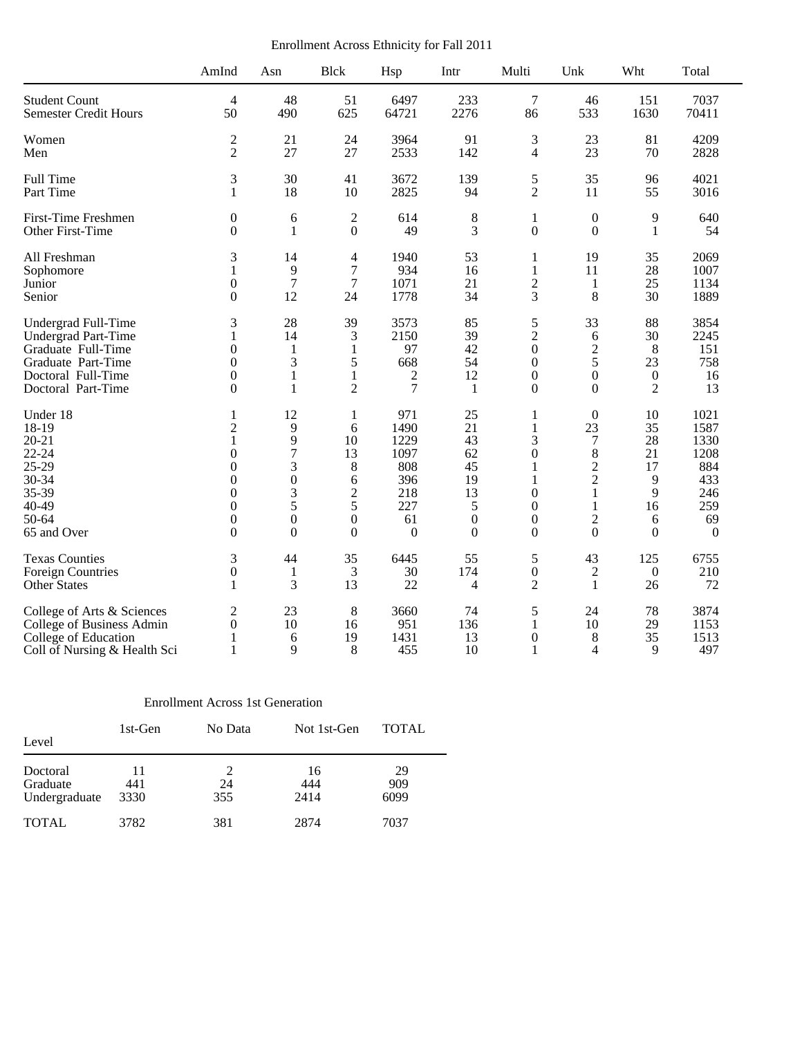Enrollment Across Ethnicity for Fall 2011

| | AmInd | Asn | Blck | Hsp | Intr | Multi | Unk | Wht | Total |
|---|---|---|---|---|---|---|---|---|---|
| Student Count | 4 | 48 | 51 | 6497 | 233 | 7 | 46 | 151 | 7037 |
| Semester Credit Hours | 50 | 490 | 625 | 64721 | 2276 | 86 | 533 | 1630 | 70411 |
| | | | | | | | | | |
| Women | 2 | 21 | 24 | 3964 | 91 | 3 | 23 | 81 | 4209 |
| Men | 2 | 27 | 27 | 2533 | 142 | 4 | 23 | 70 | 2828 |
| | | | | | | | | | |
| Full Time | 3 | 30 | 41 | 3672 | 139 | 5 | 35 | 96 | 4021 |
| Part Time | 1 | 18 | 10 | 2825 | 94 | 2 | 11 | 55 | 3016 |
| | | | | | | | | | |
| First-Time Freshmen | 0 | 6 | 2 | 614 | 8 | 1 | 0 | 9 | 640 |
| Other First-Time | 0 | 1 | 0 | 49 | 3 | 0 | 0 | 1 | 54 |
| | | | | | | | | | |
| All Freshman | 3 | 14 | 4 | 1940 | 53 | 1 | 19 | 35 | 2069 |
| Sophomore | 1 | 9 | 7 | 934 | 16 | 1 | 11 | 28 | 1007 |
| Junior | 0 | 7 | 7 | 1071 | 21 | 2 | 1 | 25 | 1134 |
| Senior | 0 | 12 | 24 | 1778 | 34 | 3 | 8 | 30 | 1889 |
| | | | | | | | | | |
| Undergrad Full-Time | 3 | 28 | 39 | 3573 | 85 | 5 | 33 | 88 | 3854 |
| Undergrad Part-Time | 1 | 14 | 3 | 2150 | 39 | 2 | 6 | 30 | 2245 |
| Graduate Full-Time | 0 | 1 | 1 | 97 | 42 | 0 | 2 | 8 | 151 |
| Graduate Part-Time | 0 | 3 | 5 | 668 | 54 | 0 | 5 | 23 | 758 |
| Doctoral Full-Time | 0 | 1 | 1 | 2 | 12 | 0 | 0 | 0 | 16 |
| Doctoral Part-Time | 0 | 1 | 2 | 7 | 1 | 0 | 0 | 2 | 13 |
| | | | | | | | | | |
| Under 18 | 1 | 12 | 1 | 971 | 25 | 1 | 0 | 10 | 1021 |
| 18-19 | 2 | 9 | 6 | 1490 | 21 | 1 | 23 | 35 | 1587 |
| 20-21 | 1 | 9 | 10 | 1229 | 43 | 3 | 7 | 28 | 1330 |
| 22-24 | 0 | 7 | 13 | 1097 | 62 | 0 | 8 | 21 | 1208 |
| 25-29 | 0 | 3 | 8 | 808 | 45 | 1 | 2 | 17 | 884 |
| 30-34 | 0 | 0 | 6 | 396 | 19 | 1 | 2 | 9 | 433 |
| 35-39 | 0 | 3 | 2 | 218 | 13 | 0 | 1 | 9 | 246 |
| 40-49 | 0 | 5 | 5 | 227 | 5 | 0 | 1 | 16 | 259 |
| 50-64 | 0 | 0 | 0 | 61 | 0 | 0 | 2 | 6 | 69 |
| 65 and Over | 0 | 0 | 0 | 0 | 0 | 0 | 0 | 0 | 0 |
| | | | | | | | | | |
| Texas Counties | 3 | 44 | 35 | 6445 | 55 | 5 | 43 | 125 | 6755 |
| Foreign Countries | 0 | 1 | 3 | 30 | 174 | 0 | 2 | 0 | 210 |
| Other States | 1 | 3 | 13 | 22 | 4 | 2 | 1 | 26 | 72 |
| | | | | | | | | | |
| College of Arts & Sciences | 2 | 23 | 8 | 3660 | 74 | 5 | 24 | 78 | 3874 |
| College of Business Admin | 0 | 10 | 16 | 951 | 136 | 1 | 10 | 29 | 1153 |
| College of Education | 1 | 6 | 19 | 1431 | 13 | 0 | 8 | 35 | 1513 |
| Coll of Nursing & Health Sci | 1 | 9 | 8 | 455 | 10 | 1 | 4 | 9 | 497 |

Enrollment Across 1st Generation

| Level | 1st-Gen | No Data | Not 1st-Gen | TOTAL |
|---|---|---|---|---|
| Doctoral | 11 | 2 | 16 | 29 |
| Graduate | 441 | 24 | 444 | 909 |
| Undergraduate | 3330 | 355 | 2414 | 6099 |
| | | | | |
| TOTAL | 3782 | 381 | 2874 | 7037 |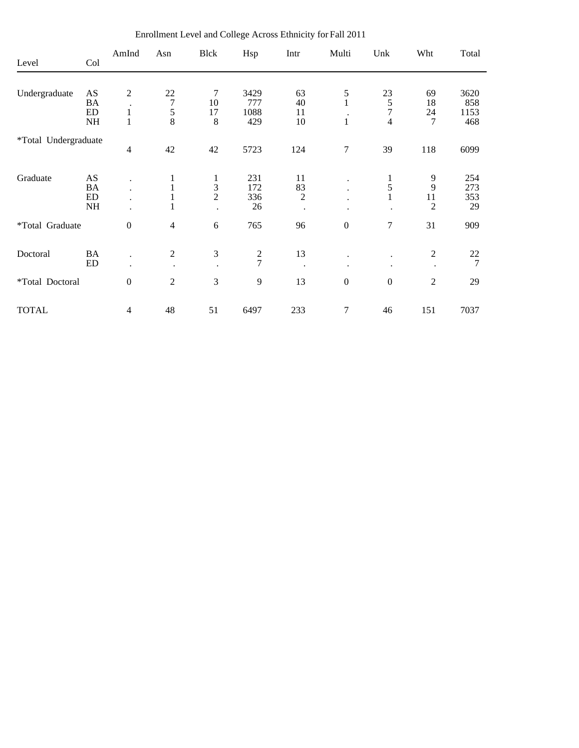Enrollment Level and College Across Ethnicity for Fall 2011

| Level | Col | AmInd | Asn | Blck | Hsp | Intr | Multi | Unk | Wht | Total |
|---|---|---|---|---|---|---|---|---|---|---|
| Undergraduate | AS | 2 | 22 | 7 | 3429 | 63 | 5 | 23 | 69 | 3620 |
| | BA | . | 7 | 10 | 777 | 40 | 1 | 5 | 18 | 858 |
| | ED | 1 | 5 | 17 | 1088 | 11 | . | 7 | 24 | 1153 |
| | NH | 1 | 8 | 8 | 429 | 10 | 1 | 4 | 7 | 468 |
| *Total Undergraduate | | 4 | 42 | 42 | 5723 | 124 | 7 | 39 | 118 | 6099 |
| Graduate | AS | . | 1 | 1 | 231 | 11 | . | 1 | 9 | 254 |
| | BA | . | 1 | 3 | 172 | 83 | . | 5 | 9 | 273 |
| | ED | . | 1 | 2 | 336 | 2 | . | 1 | 11 | 353 |
| | NH | . | 1 | . | 26 | . | . | . | 2 | 29 |
| *Total Graduate | | 0 | 4 | 6 | 765 | 96 | 0 | 7 | 31 | 909 |
| Doctoral | BA | . | 2 | 3 | 2 | 13 | . | . | 2 | 22 |
| | ED | . | . | . | 7 | . | . | . | . | 7 |
| *Total Doctoral | | 0 | 2 | 3 | 9 | 13 | 0 | 0 | 2 | 29 |
| TOTAL | | 4 | 48 | 51 | 6497 | 233 | 7 | 46 | 151 | 7037 |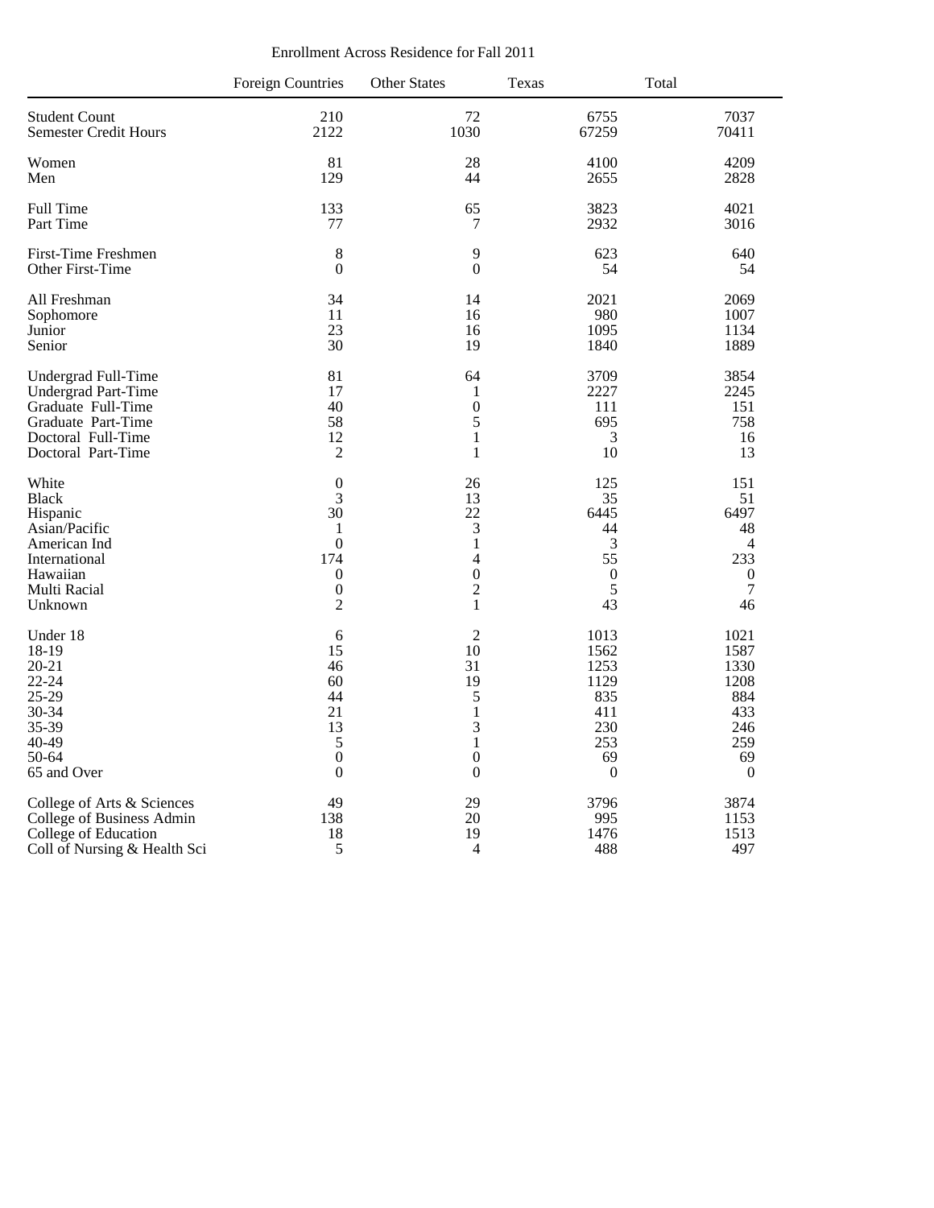Enrollment Across Residence for Fall 2011

| | Foreign Countries | Other States | Texas | Total |
|---|---|---|---|---|
| Student Count | 210 | 72 | 6755 | 7037 |
| Semester Credit Hours | 2122 | 1030 | 67259 | 70411 |
| Women | 81 | 28 | 4100 | 4209 |
| Men | 129 | 44 | 2655 | 2828 |
| Full Time | 133 | 65 | 3823 | 4021 |
| Part Time | 77 | 7 | 2932 | 3016 |
| First-Time Freshmen | 8 | 9 | 623 | 640 |
| Other First-Time | 0 | 0 | 54 | 54 |
| All Freshman | 34 | 14 | 2021 | 2069 |
| Sophomore | 11 | 16 | 980 | 1007 |
| Junior | 23 | 16 | 1095 | 1134 |
| Senior | 30 | 19 | 1840 | 1889 |
| Undergrad Full-Time | 81 | 64 | 3709 | 3854 |
| Undergrad Part-Time | 17 | 1 | 2227 | 2245 |
| Graduate Full-Time | 40 | 0 | 111 | 151 |
| Graduate Part-Time | 58 | 5 | 695 | 758 |
| Doctoral Full-Time | 12 | 1 | 3 | 16 |
| Doctoral Part-Time | 2 | 1 | 10 | 13 |
| White | 0 | 26 | 125 | 151 |
| Black | 3 | 13 | 35 | 51 |
| Hispanic | 30 | 22 | 6445 | 6497 |
| Asian/Pacific | 1 | 3 | 44 | 48 |
| American Ind | 0 | 1 | 3 | 4 |
| International | 174 | 4 | 55 | 233 |
| Hawaiian | 0 | 0 | 0 | 0 |
| Multi Racial | 0 | 2 | 5 | 7 |
| Unknown | 2 | 1 | 43 | 46 |
| Under 18 | 6 | 2 | 1013 | 1021 |
| 18-19 | 15 | 10 | 1562 | 1587 |
| 20-21 | 46 | 31 | 1253 | 1330 |
| 22-24 | 60 | 19 | 1129 | 1208 |
| 25-29 | 44 | 5 | 835 | 884 |
| 30-34 | 21 | 1 | 411 | 433 |
| 35-39 | 13 | 3 | 230 | 246 |
| 40-49 | 5 | 1 | 253 | 259 |
| 50-64 | 0 | 0 | 69 | 69 |
| 65 and Over | 0 | 0 | 0 | 0 |
| College of Arts & Sciences | 49 | 29 | 3796 | 3874 |
| College of Business Admin | 138 | 20 | 995 | 1153 |
| College of Education | 18 | 19 | 1476 | 1513 |
| Coll of Nursing & Health Sci | 5 | 4 | 488 | 497 |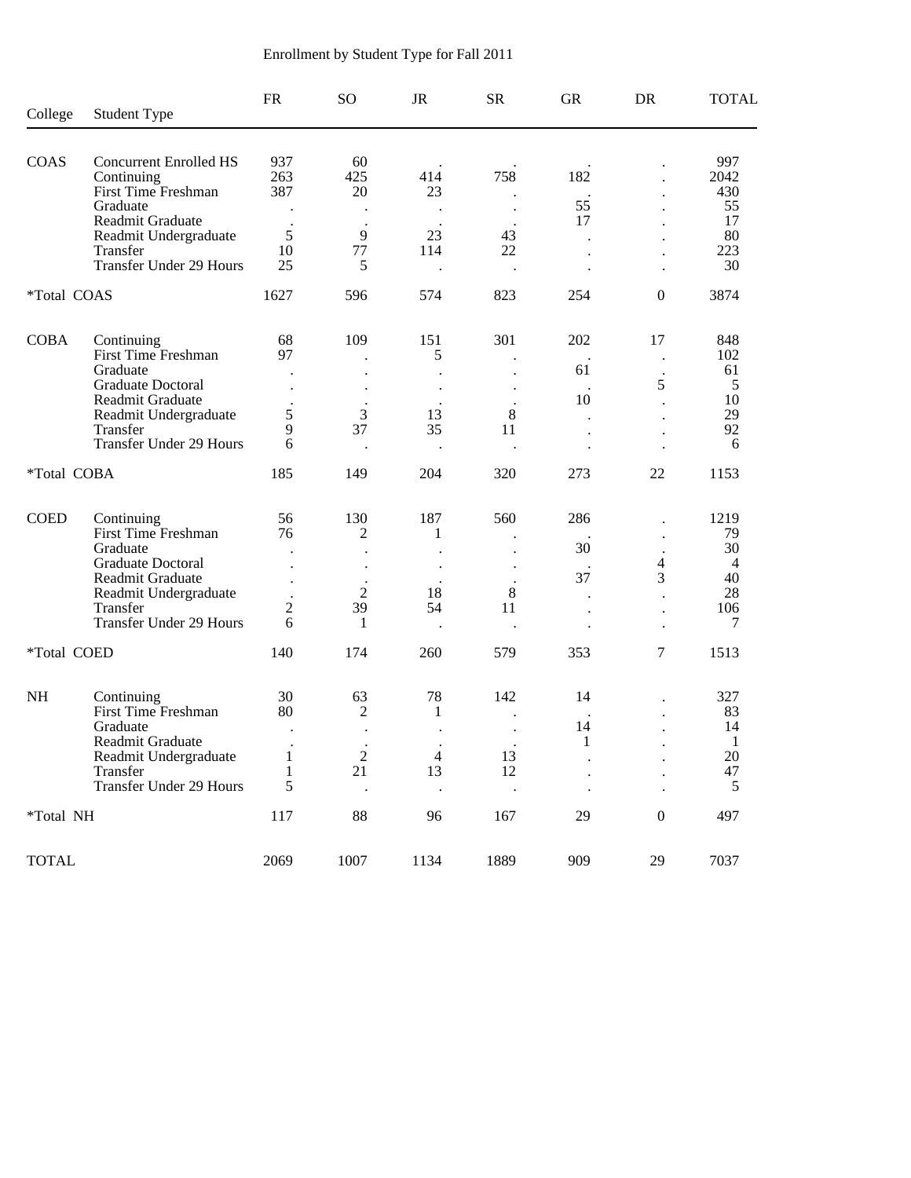Enrollment by Student Type for Fall 2011

| College | Student Type | FR | SO | JR | SR | GR | DR | TOTAL |
|---|---|---|---|---|---|---|---|---|
| COAS | Concurrent Enrolled HS | 937 | 60 | . | . | . | . | 997 |
| | Continuing | 263 | 425 | 414 | 758 | 182 | . | 2042 |
| | First Time Freshman | 387 | 20 | 23 | . | . | . | 430 |
| | Graduate | . | . | . | . | 55 | . | 55 |
| | Readmit Graduate | . | . | . | . | 17 | . | 17 |
| | Readmit Undergraduate | 5 | 9 | 23 | 43 | . | . | 80 |
| | Transfer | 10 | 77 | 114 | 22 | . | . | 223 |
| | Transfer Under 29 Hours | 25 | 5 | . | . | . | . | 30 |
| *Total COAS | | 1627 | 596 | 574 | 823 | 254 | 0 | 3874 |
| COBA | Continuing | 68 | 109 | 151 | 301 | 202 | 17 | 848 |
| | First Time Freshman | 97 | . | 5 | . | . | . | 102 |
| | Graduate | . | . | . | . | 61 | . | 61 |
| | Graduate Doctoral | . | . | . | . | . | 5 | 5 |
| | Readmit Graduate | . | . | . | . | 10 | . | 10 |
| | Readmit Undergraduate | 5 | 3 | 13 | 8 | . | . | 29 |
| | Transfer | 9 | 37 | 35 | 11 | . | . | 92 |
| | Transfer Under 29 Hours | 6 | . | . | . | . | . | 6 |
| *Total COBA | | 185 | 149 | 204 | 320 | 273 | 22 | 1153 |
| COED | Continuing | 56 | 130 | 187 | 560 | 286 | . | 1219 |
| | First Time Freshman | 76 | 2 | 1 | . | . | . | 79 |
| | Graduate | . | . | . | . | 30 | . | 30 |
| | Graduate Doctoral | . | . | . | . | . | 4 | 4 |
| | Readmit Graduate | . | . | . | . | 37 | 3 | 40 |
| | Readmit Undergraduate | . | 2 | 18 | 8 | . | . | 28 |
| | Transfer | 2 | 39 | 54 | 11 | . | . | 106 |
| | Transfer Under 29 Hours | 6 | 1 | . | . | . | . | 7 |
| *Total COED | | 140 | 174 | 260 | 579 | 353 | 7 | 1513 |
| NH | Continuing | 30 | 63 | 78 | 142 | 14 | . | 327 |
| | First Time Freshman | 80 | 2 | 1 | . | . | . | 83 |
| | Graduate | . | . | . | . | 14 | . | 14 |
| | Readmit Graduate | . | . | . | . | 1 | . | 1 |
| | Readmit Undergraduate | 1 | 2 | 4 | 13 | . | . | 20 |
| | Transfer | 1 | 21 | 13 | 12 | . | . | 47 |
| | Transfer Under 29 Hours | 5 | . | . | . | . | . | 5 |
| *Total NH | | 117 | 88 | 96 | 167 | 29 | 0 | 497 |
| TOTAL | | 2069 | 1007 | 1134 | 1889 | 909 | 29 | 7037 |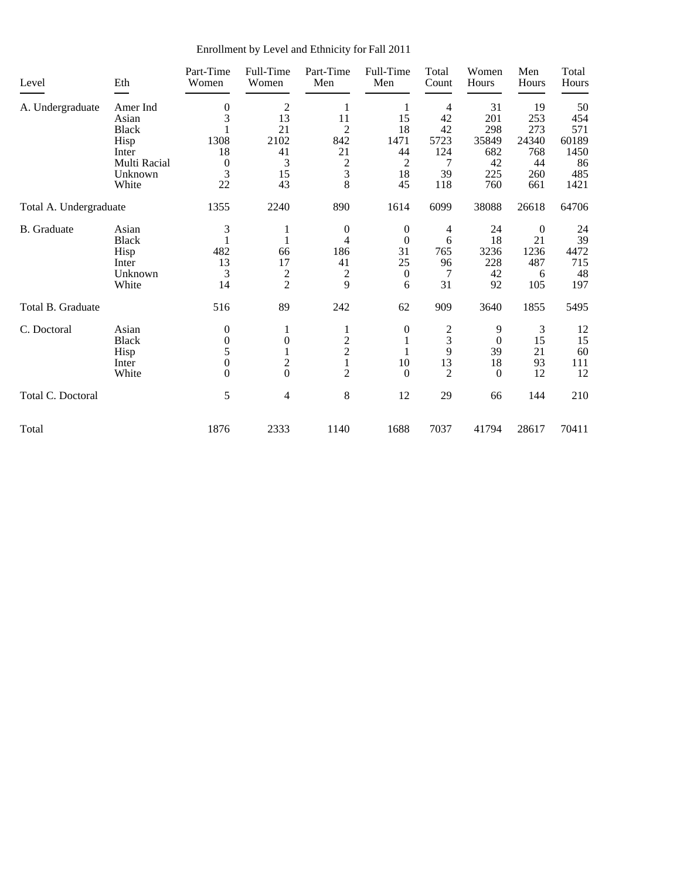Enrollment by Level and Ethnicity for Fall 2011

| Level | Eth | Part-Time Women | Full-Time Women | Part-Time Men | Full-Time Men | Total Count | Women Hours | Men Hours | Total Hours |
|---|---|---|---|---|---|---|---|---|---|
| A. Undergraduate | Amer Ind | 0 | 2 | 1 | 1 | 4 | 31 | 19 | 50 |
| | Asian | 3 | 13 | 11 | 15 | 42 | 201 | 253 | 454 |
| | Black | 1 | 21 | 2 | 18 | 42 | 298 | 273 | 571 |
| | Hisp | 1308 | 2102 | 842 | 1471 | 5723 | 35849 | 24340 | 60189 |
| | Inter | 18 | 41 | 21 | 44 | 124 | 682 | 768 | 1450 |
| | Multi Racial | 0 | 3 | 2 | 2 | 7 | 42 | 44 | 86 |
| | Unknown | 3 | 15 | 3 | 18 | 39 | 225 | 260 | 485 |
| | White | 22 | 43 | 8 | 45 | 118 | 760 | 661 | 1421 |
| Total A. Undergraduate | | 1355 | 2240 | 890 | 1614 | 6099 | 38088 | 26618 | 64706 |
| B. Graduate | Asian | 3 | 1 | 0 | 0 | 4 | 24 | 0 | 24 |
| | Black | 1 | 1 | 4 | 0 | 6 | 18 | 21 | 39 |
| | Hisp | 482 | 66 | 186 | 31 | 765 | 3236 | 1236 | 4472 |
| | Inter | 13 | 17 | 41 | 25 | 96 | 228 | 487 | 715 |
| | Unknown | 3 | 2 | 2 | 0 | 7 | 42 | 6 | 48 |
| | White | 14 | 2 | 9 | 6 | 31 | 92 | 105 | 197 |
| Total B. Graduate | | 516 | 89 | 242 | 62 | 909 | 3640 | 1855 | 5495 |
| C. Doctoral | Asian | 0 | 1 | 1 | 0 | 2 | 9 | 3 | 12 |
| | Black | 0 | 0 | 2 | 1 | 3 | 0 | 15 | 15 |
| | Hisp | 5 | 1 | 2 | 1 | 9 | 39 | 21 | 60 |
| | Inter | 0 | 2 | 1 | 10 | 13 | 18 | 93 | 111 |
| | White | 0 | 0 | 2 | 0 | 2 | 0 | 12 | 12 |
| Total C. Doctoral | | 5 | 4 | 8 | 12 | 29 | 66 | 144 | 210 |
| Total | | 1876 | 2333 | 1140 | 1688 | 7037 | 41794 | 28617 | 70411 |